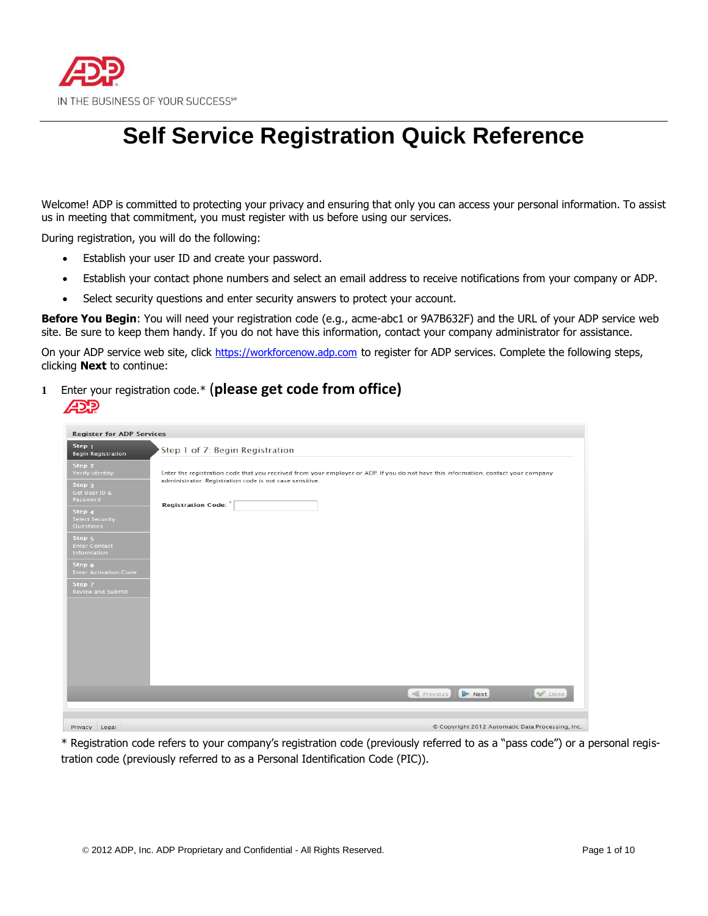IN THE BUSINESS OF YOUR SUCCESS℠

# Self Service Registration Quick Reference

Welcome! ADP is committed to protecting your privacy and ensuring that only you can access your personal information. To assist us in meeting that commitment, you must register with us before using our services.

During registration, you will do the following:

- Establish your user ID and create your password.
- Establish your contact phone numbers and select an email address to receive notifications from your company or ADP.
- Select security questions and enter security answers to protect your account.

**Before You Begin**: You will need your registration code (e.g., acme-abc1 or 9A7B632F) and the URL of your ADP service web site. Be sure to keep them handy. If you do not have this information, contact your company administrator for assistance.

On your ADP service web site, click https://workforcenow.adp.com to register for ADP services. Complete the following steps, clicking **Next** to continue:

1. Enter your registration code.* **(please get code from office)**

Register for ADP Services

Step 1 Begin Registration
Step 2 Verify Identity
Step 3 Get User ID & Password
Step 4 Select Security Questions
Step 5 Enter Contact Information
Step 6 Enter Activation Code
Step 7 Review and Submit

Step 1 of 7: Begin Registration

Enter the registration code that you received from your employer or ADP. If you do not have this information, contact your company administrator. Registration code is not case sensitive.

Registration Code: *

Previous | Next | Done

Privacy | Legal © Copyright 2012 Automatic Data Processing, Inc.

* Registration code refers to your company's registration code (previously referred to as a "pass code") or a personal registration code (previously referred to as a Personal Identification Code (PIC)).

© 2012 ADP, Inc. ADP Proprietary and Confidential - All Rights Reserved.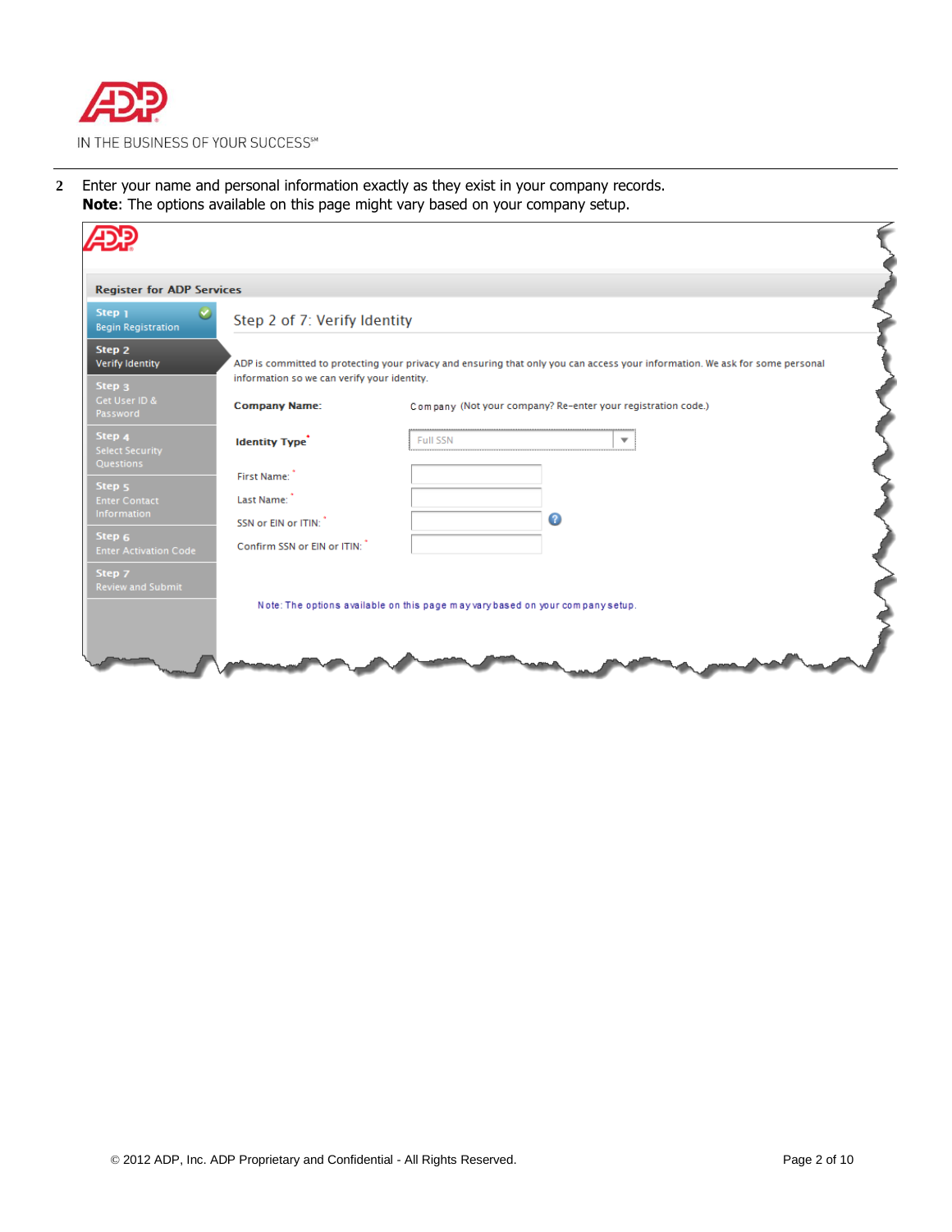2. Enter your name and personal information exactly as they exist in your company records.
   **Note**: The options available on this page might vary based on your company setup.

Register for ADP Services

Step 1 Begin Registration

Step 2 Verify Identity

Step 3 Get User ID & Password

Step 4 Select Security Questions

Step 5 Enter Contact Information

Step 6 Enter Activation Code

Step 7 Review and Submit

Step 2 of 7: Verify Identity

ADP is committed to protecting your privacy and ensuring that only you can access your information. We ask for some personal information so we can verify your identity.

**Company Name:** Company (Not your company? Re-enter your registration code.)

**Identity Type*** Full SSN

First Name: *

Last Name: *

SSN or EIN or ITIN: *

Confirm SSN or EIN or ITIN: *

Note: The options available on this page may vary based on your company setup.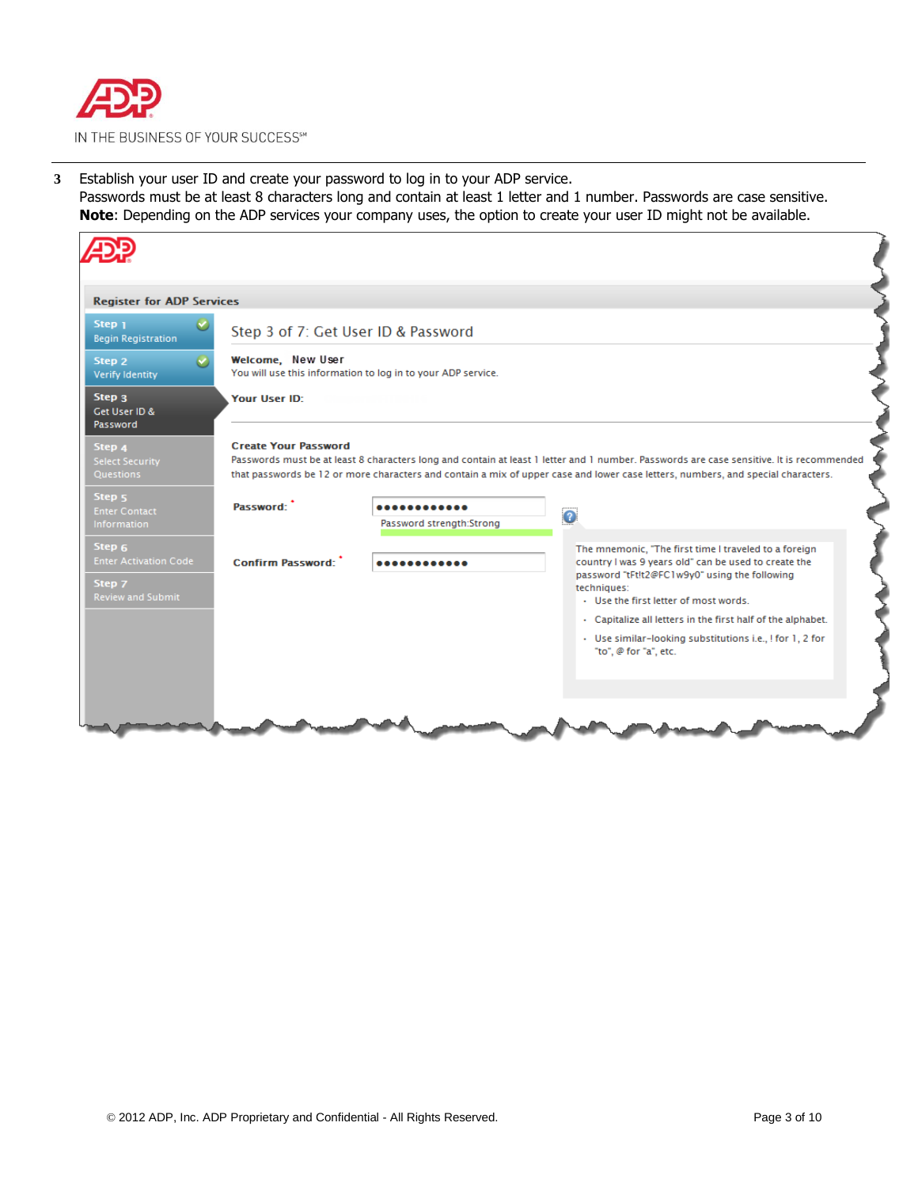3. Establish your user ID and create your password to log in to your ADP service.
   Passwords must be at least 8 characters long and contain at least 1 letter and 1 number. Passwords are case sensitive.
   **Note**: Depending on the ADP services your company uses, the option to create your user ID might not be available.

Register for ADP Services

- Step 1 – Begin Registration
- Step 2 – Verify Identity
- Step 3 – Get User ID & Password
- Step 4 – Select Security Questions
- Step 5 – Enter Contact Information
- Step 6 – Enter Activation Code
- Step 7 – Review and Submit

Step 3 of 7: Get User ID & Password

**Welcome, New User**
You will use this information to log in to your ADP service.

**Your User ID:**

**Create Your Password**
Passwords must be at least 8 characters long and contain at least 1 letter and 1 number. Passwords are case sensitive. It is recommended that passwords be 12 or more characters and contain a mix of upper case and lower case letters, numbers, and special characters.

**Password:** ●●●●●●●●●●●●
Password strength:Strong

**Confirm Password:** ●●●●●●●●●●●●

The mnemonic, "The first time I traveled to a foreign country I was 9 years old" can be used to create the password "tFt!t2@FC1w9y0" using the following techniques:

- Use the first letter of most words.
- Capitalize all letters in the first half of the alphabet.
- Use similar-looking substitutions i.e., ! for 1, 2 for "to", @ for "a", etc.

© 2012 ADP, Inc. ADP Proprietary and Confidential - All Rights Reserved.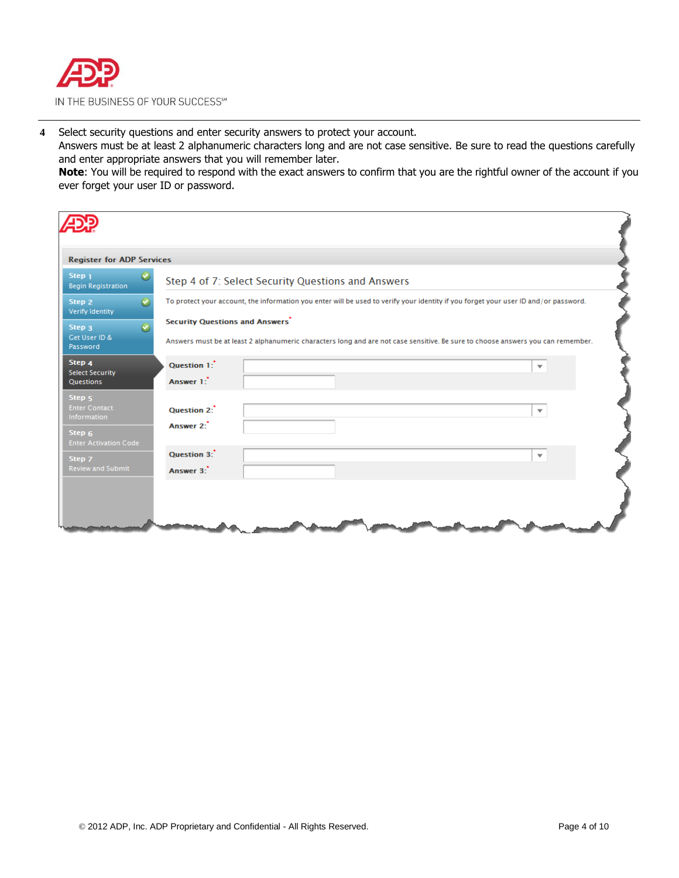4. Select security questions and enter security answers to protect your account.
   Answers must be at least 2 alphanumeric characters long and are not case sensitive. Be sure to read the questions carefully and enter appropriate answers that you will remember later.
   **Note**: You will be required to respond with the exact answers to confirm that you are the rightful owner of the account if you ever forget your user ID or password.

Register for ADP Services

- Step 1 – Begin Registration
- Step 2 – Verify Identity
- Step 3 – Get User ID & Password
- **Step 4 – Select Security Questions**
- Step 5 – Enter Contact Information
- Step 6 – Enter Activation Code
- Step 7 – Review and Submit

Step 4 of 7: Select Security Questions and Answers

To protect your account, the information you enter will be used to verify your identity if you forget your user ID and/or password.

**Security Questions and Answers***

Answers must be at least 2 alphanumeric characters long and are not case sensitive. Be sure to choose answers you can remember.

- **Question 1:***
- **Answer 1:***
- **Question 2:***
- **Answer 2:***
- **Question 3:***
- **Answer 3:***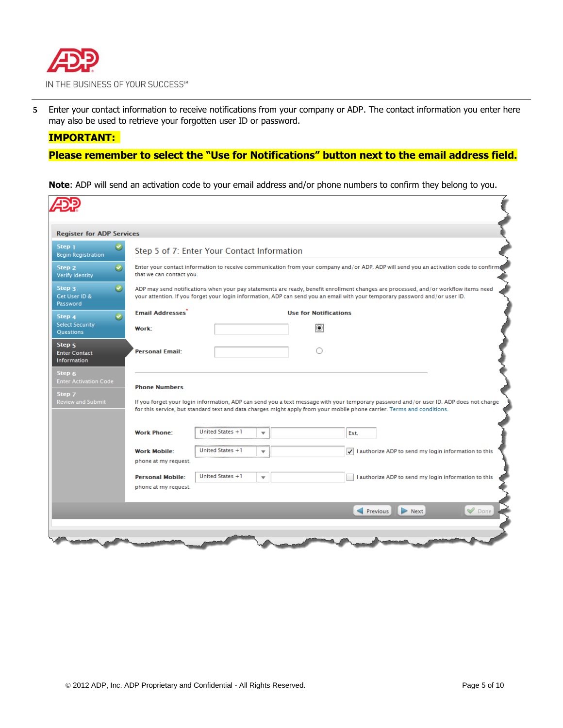5. Enter your contact information to receive notifications from your company or ADP. The contact information you enter here may also be used to retrieve your forgotten user ID or password.

**IMPORTANT:**

**Please remember to select the "Use for Notifications" button next to the email address field.**

**Note**: ADP will send an activation code to your email address and/or phone numbers to confirm they belong to you.

Register for ADP Services

- Step 1 Begin Registration
- Step 2 Verify Identity
- Step 3 Get User ID & Password
- Step 4 Select Security Questions
- Step 5 Enter Contact Information
- Step 6 Enter Activation Code
- Step 7 Review and Submit

Step 5 of 7: Enter Your Contact Information

Enter your contact information to receive communication from your company and/or ADP. ADP will send you an activation code to confirm that we can contact you.

ADP may send notifications when your pay statements are ready, benefit enrollment changes are processed, and/or workflow items need your attention. If you forget your login information, ADP can send you an email with your temporary password and/or user ID.

| Email Addresses* | | Use for Notifications |
|---|---|---|
| Work: | | ● |
| Personal Email: | | ○ |

Phone Numbers

If you forget your login information, ADP can send you a text message with your temporary password and/or user ID. ADP does not charge for this service, but standard text and data charges might apply from your mobile phone carrier. Terms and conditions.

| | | | |
|---|---|---|---|
| Work Phone: | United States +1 | | Ext. |
| Work Mobile: | United States +1 | | ☑ I authorize ADP to send my login information to this phone at my request. |
| Personal Mobile: | United States +1 | | ☐ I authorize ADP to send my login information to this phone at my request. |

Previous | Next | Done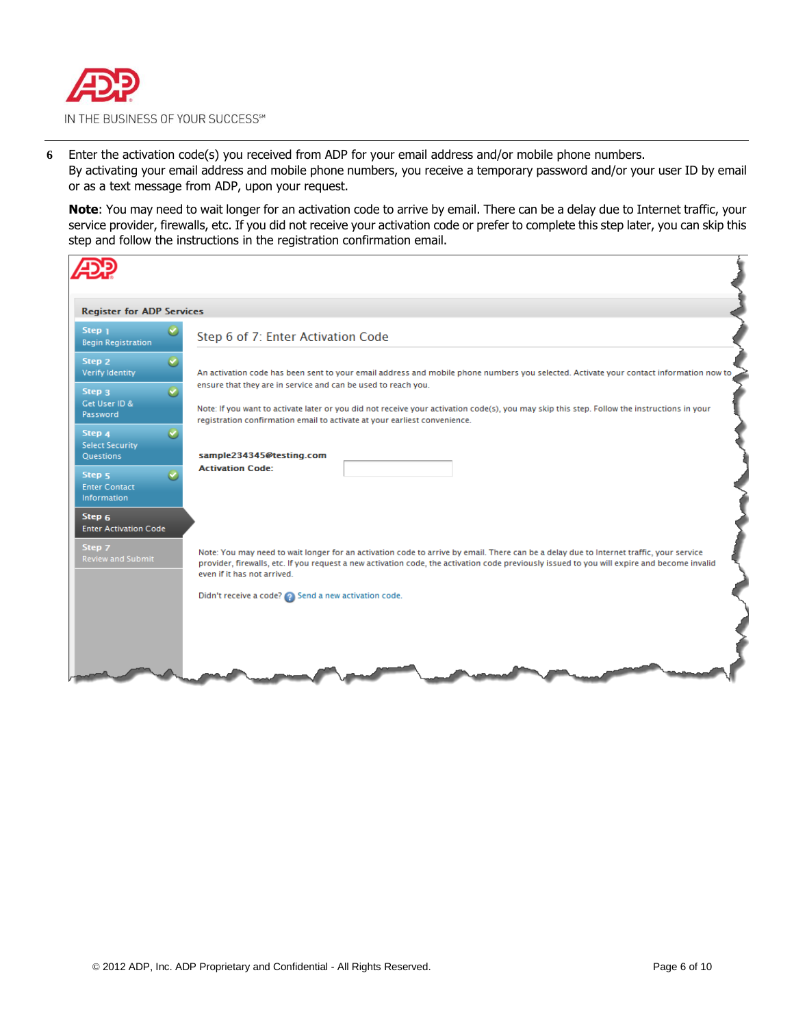6 Enter the activation code(s) you received from ADP for your email address and/or mobile phone numbers. By activating your email address and mobile phone numbers, you receive a temporary password and/or your user ID by email or as a text message from ADP, upon your request.

**Note**: You may need to wait longer for an activation code to arrive by email. There can be a delay due to Internet traffic, your service provider, firewalls, etc. If you did not receive your activation code or prefer to complete this step later, you can skip this step and follow the instructions in the registration confirmation email.

**Register for ADP Services**

- Step 1 – Begin Registration
- Step 2 – Verify Identity
- Step 3 – Get User ID & Password
- Step 4 – Select Security Questions
- Step 5 – Enter Contact Information
- Step 6 – Enter Activation Code
- Step 7 – Review and Submit

Step 6 of 7: Enter Activation Code

An activation code has been sent to your email address and mobile phone numbers you selected. Activate your contact information now to ensure that they are in service and can be used to reach you.

Note: If you want to activate later or you did not receive your activation code(s), you may skip this step. Follow the instructions in your registration confirmation email to activate at your earliest convenience.

**sample234345@testing.com**
**Activation Code:**

Note: You may need to wait longer for an activation code to arrive by email. There can be a delay due to Internet traffic, your service provider, firewalls, etc. If you request a new activation code, the activation code previously issued to you will expire and become invalid even if it has not arrived.

Didn't receive a code? Send a new activation code.

© 2012 ADP, Inc. ADP Proprietary and Confidential - All Rights Reserved.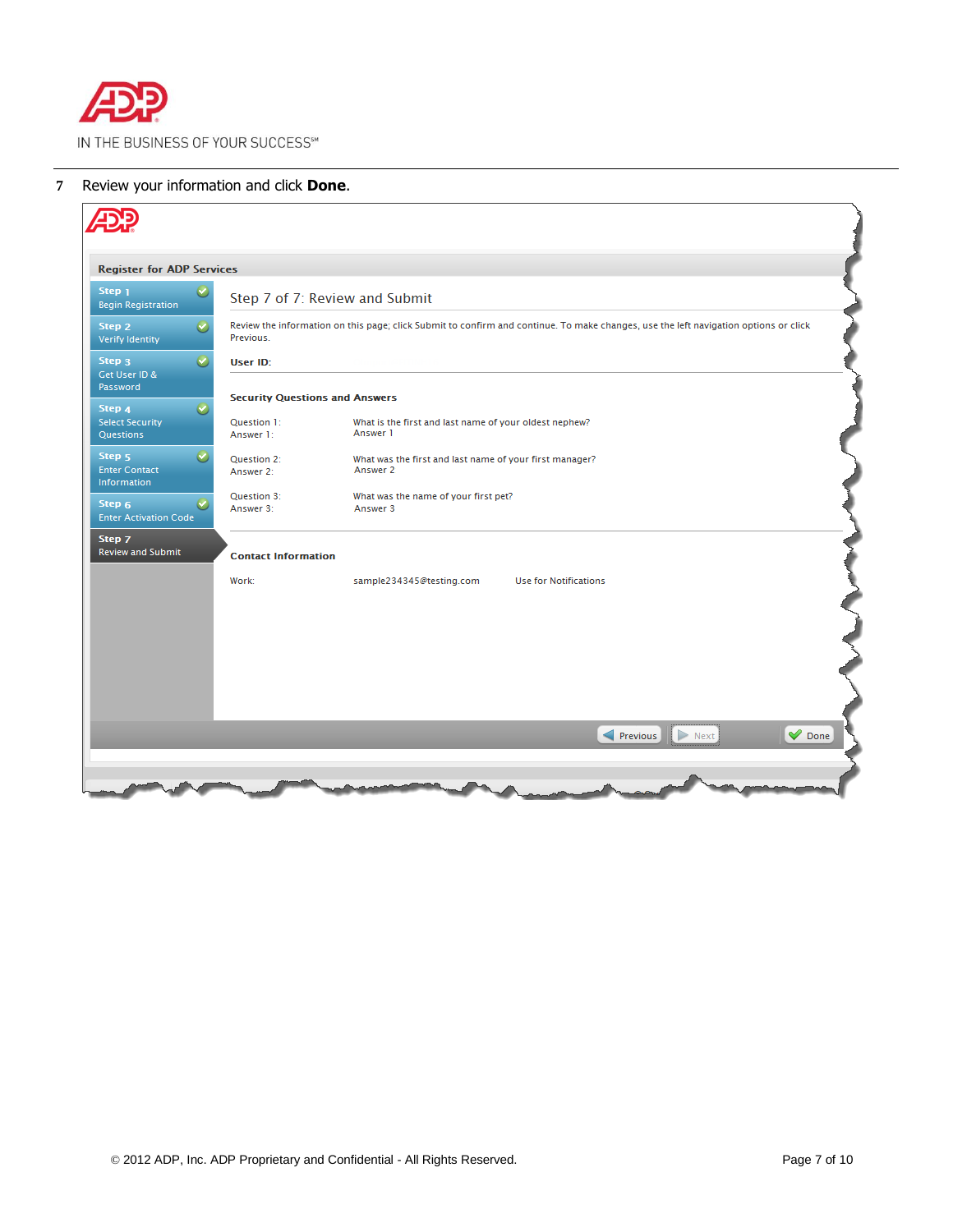7 Review your information and click **Done**.

Register for ADP Services

- Step 1 — Begin Registration
- Step 2 — Verify Identity
- Step 3 — Get User ID & Password
- Step 4 — Select Security Questions
- Step 5 — Enter Contact Information
- Step 6 — Enter Activation Code
- Step 7 — Review and Submit

## Step 7 of 7: Review and Submit

Review the information on this page; click Submit to confirm and continue. To make changes, use the left navigation options or click Previous.

**User ID:**

**Security Questions and Answers**

| | |
|---|---|
| Question 1: | What is the first and last name of your oldest nephew? |
| Answer 1: | Answer 1 |
| Question 2: | What was the first and last name of your first manager? |
| Answer 2: | Answer 2 |
| Question 3: | What was the name of your first pet? |
| Answer 3: | Answer 3 |

**Contact Information**

| | | |
|---|---|---|
| Work: | sample234345@testing.com | Use for Notifications |

Previous | Next | Done

© 2012 ADP, Inc. ADP Proprietary and Confidential - All Rights Reserved.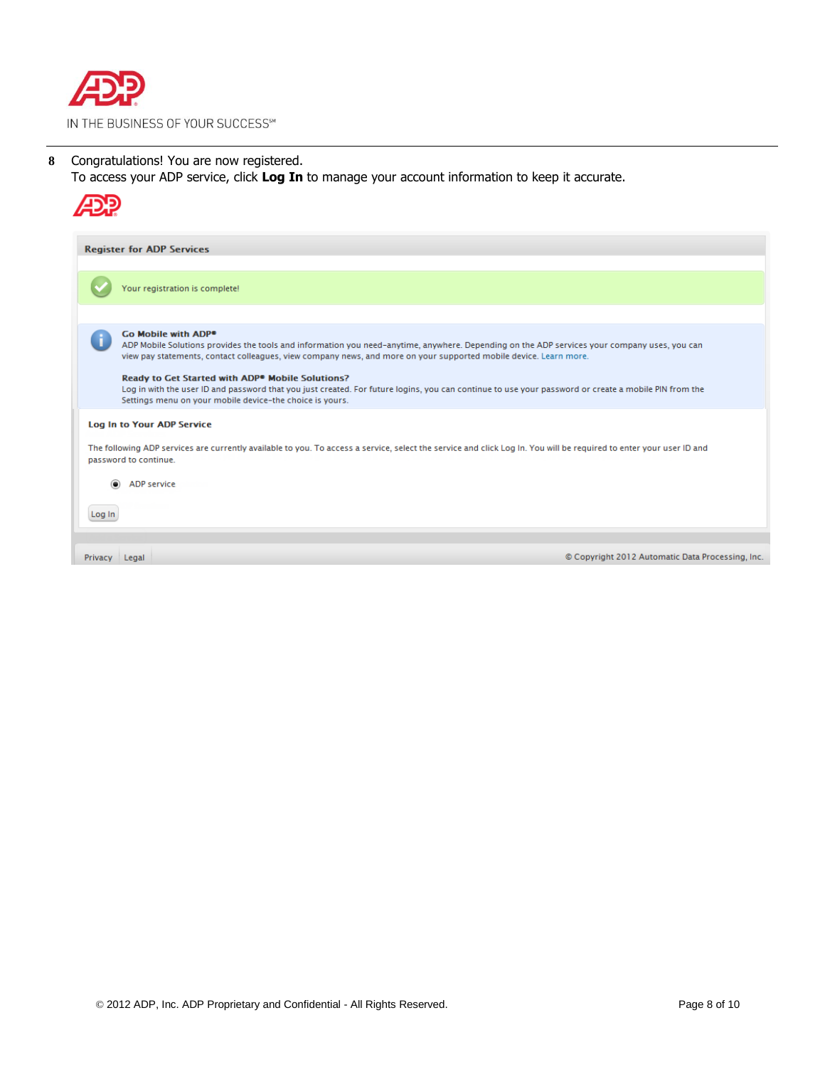**8** Congratulations! You are now registered.
To access your ADP service, click **Log In** to manage your account information to keep it accurate.

**Register for ADP Services**

Your registration is complete!

**Go Mobile with ADP®**
ADP Mobile Solutions provides the tools and information you need–anytime, anywhere. Depending on the ADP services your company uses, you can view pay statements, contact colleagues, view company news, and more on your supported mobile device. Learn more.

**Ready to Get Started with ADP® Mobile Solutions?**
Log in with the user ID and password that you just created. For future logins, you can continue to use your password or create a mobile PIN from the Settings menu on your mobile device–the choice is yours.

**Log In to Your ADP Service**

The following ADP services are currently available to you. To access a service, select the service and click Log In. You will be required to enter your user ID and password to continue.

- (●) ADP service

Log In

Privacy | Legal

© Copyright 2012 Automatic Data Processing, Inc.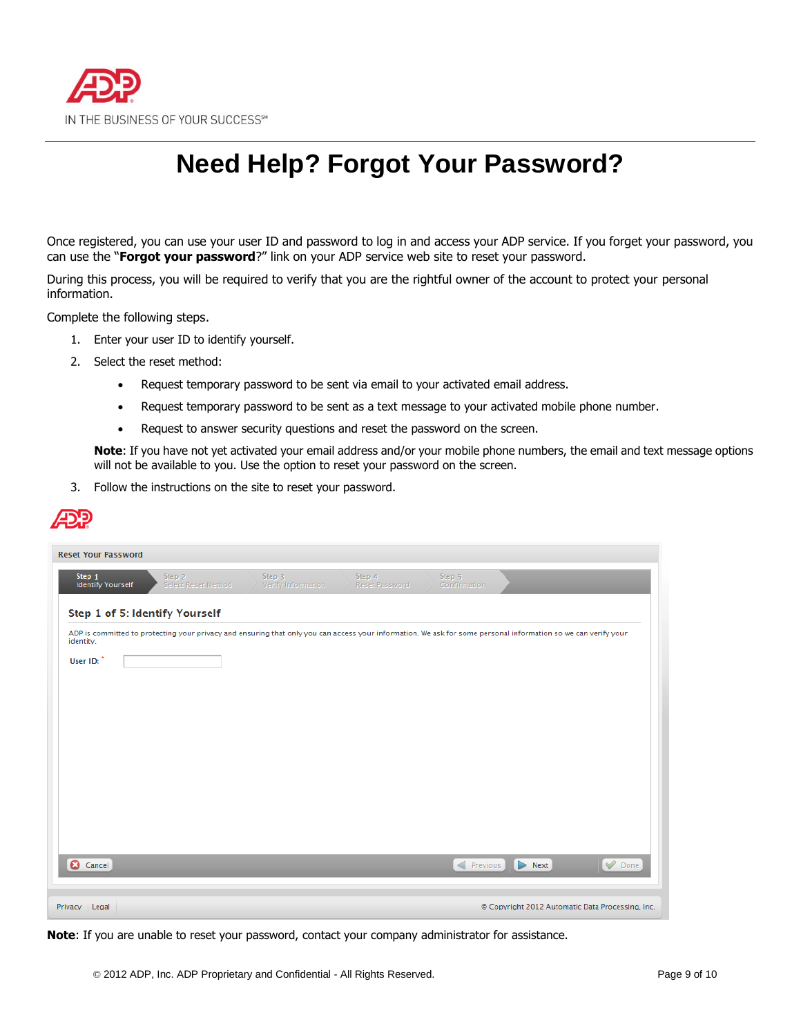IN THE BUSINESS OF YOUR SUCCESS℠

# Need Help? Forgot Your Password?

Once registered, you can use your user ID and password to log in and access your ADP service. If you forget your password, you can use the "**Forgot your password**?" link on your ADP service web site to reset your password.

During this process, you will be required to verify that you are the rightful owner of the account to protect your personal information.

Complete the following steps.

1. Enter your user ID to identify yourself.
2. Select the reset method:
   - Request temporary password to be sent via email to your activated email address.
   - Request temporary password to be sent as a text message to your activated mobile phone number.
   - Request to answer security questions and reset the password on the screen.

   **Note**: If you have not yet activated your email address and/or your mobile phone numbers, the email and text message options will not be available to you. Use the option to reset your password on the screen.
3. Follow the instructions on the site to reset your password.

Reset Your Password

Step 1 Identify Yourself | Step 2 Select Reset Method | Step 3 Verify Information | Step 4 Reset Password | Step 5 Confirmation

**Step 1 of 5: Identify Yourself**

ADP is committed to protecting your privacy and ensuring that only you can access your information. We ask for some personal information so we can verify your identity.

User ID: *

Cancel | Previous | Next | Done

Privacy | Legal — © Copyright 2012 Automatic Data Processing, Inc.

**Note**: If you are unable to reset your password, contact your company administrator for assistance.

© 2012 ADP, Inc. ADP Proprietary and Confidential - All Rights Reserved.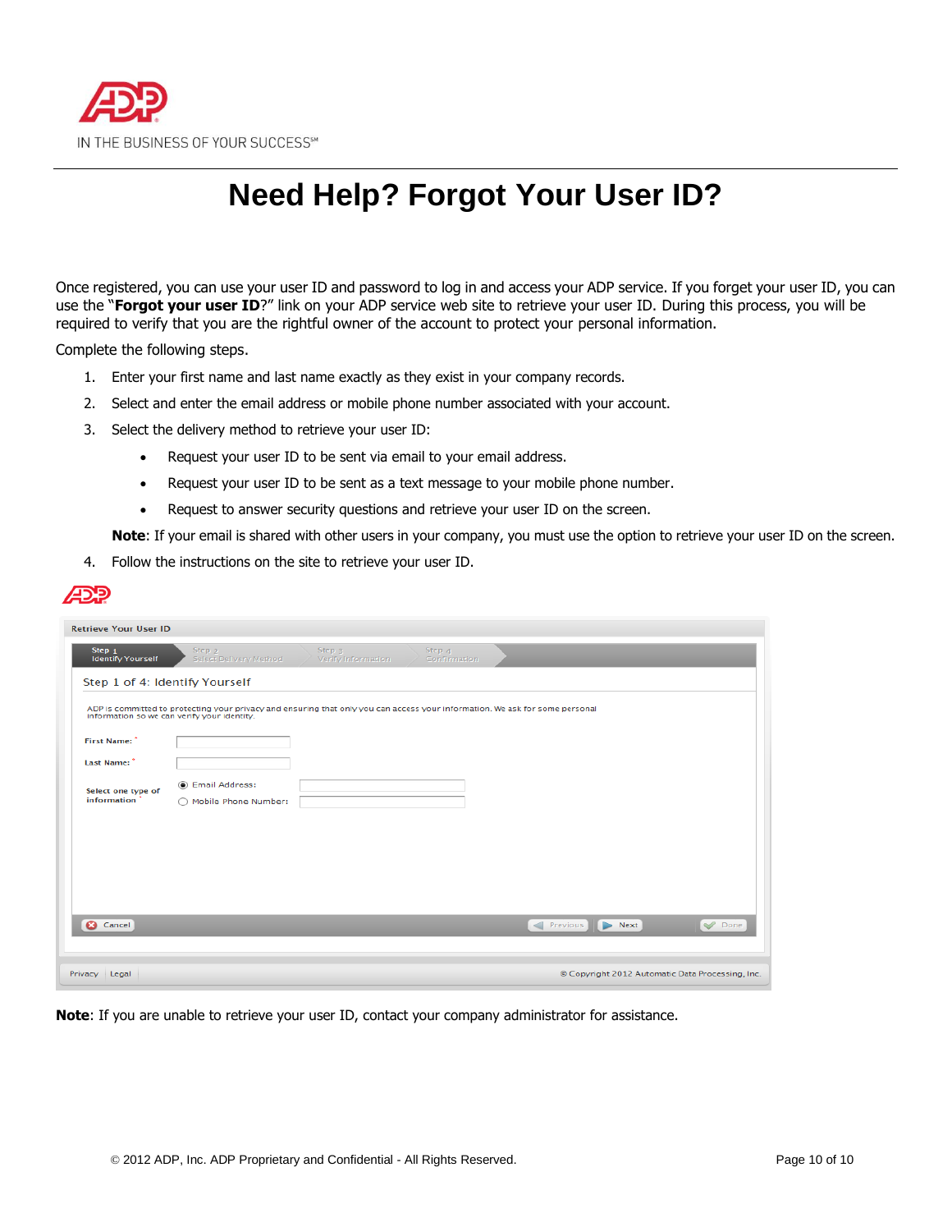IN THE BUSINESS OF YOUR SUCCESS℠

# Need Help? Forgot Your User ID?

Once registered, you can use your user ID and password to log in and access your ADP service. If you forget your user ID, you can use the "**Forgot your user ID**?" link on your ADP service web site to retrieve your user ID. During this process, you will be required to verify that you are the rightful owner of the account to protect your personal information.

Complete the following steps.

1. Enter your first name and last name exactly as they exist in your company records.
2. Select and enter the email address or mobile phone number associated with your account.
3. Select the delivery method to retrieve your user ID:
   - Request your user ID to be sent via email to your email address.
   - Request your user ID to be sent as a text message to your mobile phone number.
   - Request to answer security questions and retrieve your user ID on the screen.

   **Note**: If your email is shared with other users in your company, you must use the option to retrieve your user ID on the screen.
4. Follow the instructions on the site to retrieve your user ID.

Retrieve Your User ID

Step 1 Identify Yourself | Step 2 Select Delivery Method | Step 3 Verify Information | Step 4 Confirmation

Step 1 of 4: Identify Yourself

ADP is committed to protecting your privacy and ensuring that only you can access your information. We ask for some personal information so we can verify your identity.

First Name: *

Last Name: *

Select one type of information *
- Email Address:
- Mobile Phone Number:

Cancel | Previous | Next | Done

Privacy | Legal

© Copyright 2012 Automatic Data Processing, Inc.

**Note**: If you are unable to retrieve your user ID, contact your company administrator for assistance.